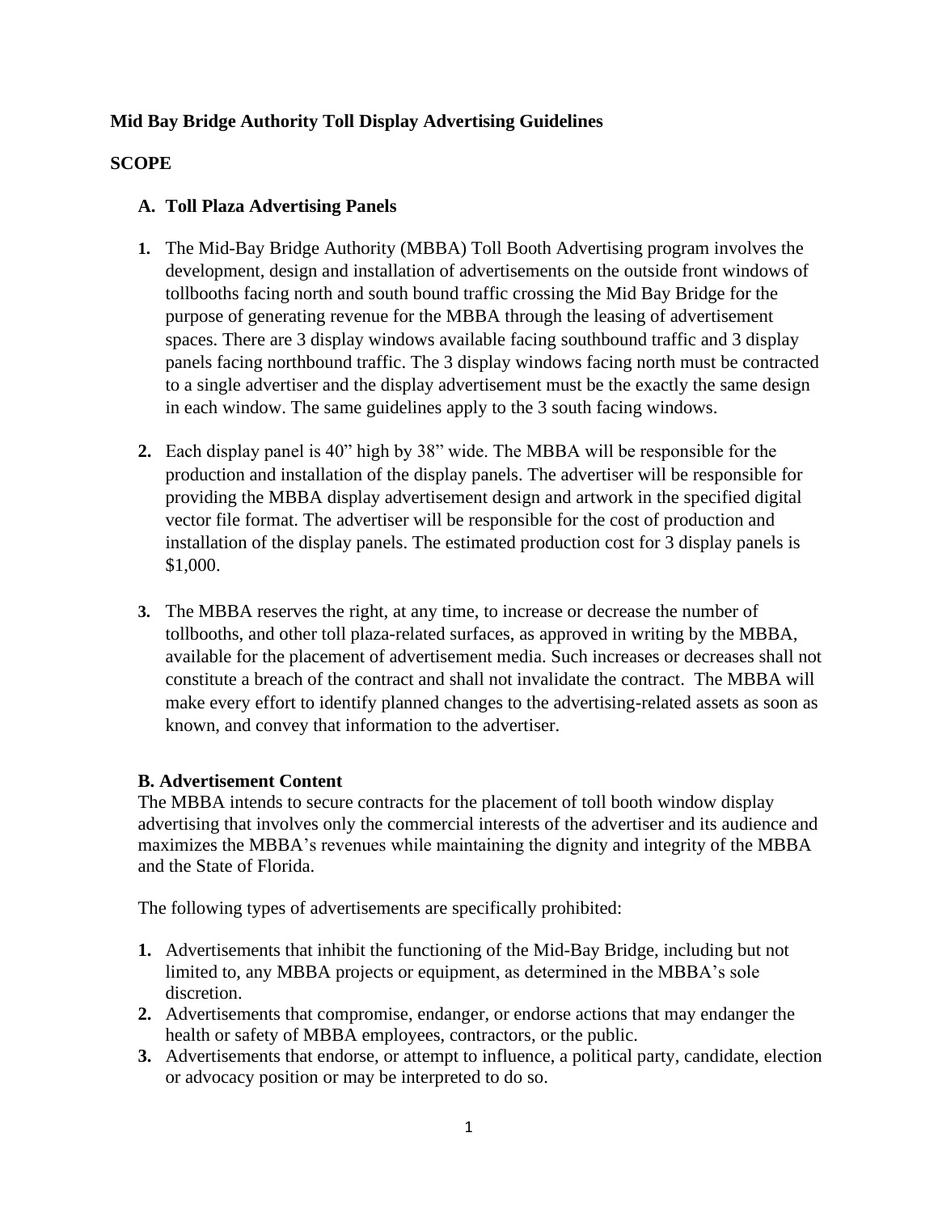**Mid Bay Bridge Authority Toll Display Advertising Guidelines**

**SCOPE**

**A. Toll Plaza Advertising Panels**

**1.** The Mid-Bay Bridge Authority (MBBA) Toll Booth Advertising program involves the development, design and installation of advertisements on the outside front windows of tollbooths facing north and south bound traffic crossing the Mid Bay Bridge for the purpose of generating revenue for the MBBA through the leasing of advertisement spaces. There are 3 display windows available facing southbound traffic and 3 display panels facing northbound traffic. The 3 display windows facing north must be contracted to a single advertiser and the display advertisement must be the exactly the same design in each window. The same guidelines apply to the 3 south facing windows.

**2.** Each display panel is 40" high by 38" wide. The MBBA will be responsible for the production and installation of the display panels. The advertiser will be responsible for providing the MBBA display advertisement design and artwork in the specified digital vector file format. The advertiser will be responsible for the cost of production and installation of the display panels. The estimated production cost for 3 display panels is $1,000.

**3.** The MBBA reserves the right, at any time, to increase or decrease the number of tollbooths, and other toll plaza-related surfaces, as approved in writing by the MBBA, available for the placement of advertisement media. Such increases or decreases shall not constitute a breach of the contract and shall not invalidate the contract. The MBBA will make every effort to identify planned changes to the advertising-related assets as soon as known, and convey that information to the advertiser.

**B. Advertisement Content**

The MBBA intends to secure contracts for the placement of toll booth window display advertising that involves only the commercial interests of the advertiser and its audience and maximizes the MBBA's revenues while maintaining the dignity and integrity of the MBBA and the State of Florida.

The following types of advertisements are specifically prohibited:

**1.** Advertisements that inhibit the functioning of the Mid-Bay Bridge, including but not limited to, any MBBA projects or equipment, as determined in the MBBA's sole discretion.

**2.** Advertisements that compromise, endanger, or endorse actions that may endanger the health or safety of MBBA employees, contractors, or the public.

**3.** Advertisements that endorse, or attempt to influence, a political party, candidate, election or advocacy position or may be interpreted to do so.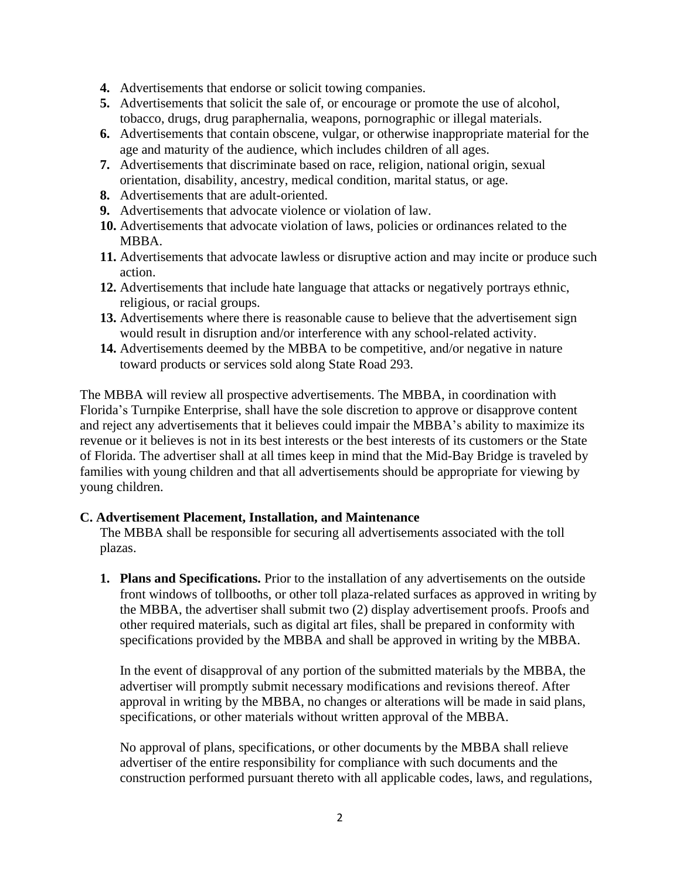4. **4.** Advertisements that endorse or solicit towing companies.
5. **5.** Advertisements that solicit the sale of, or encourage or promote the use of alcohol, tobacco, drugs, drug paraphernalia, weapons, pornographic or illegal materials.
6. **6.** Advertisements that contain obscene, vulgar, or otherwise inappropriate material for the age and maturity of the audience, which includes children of all ages.
7. **7.** Advertisements that discriminate based on race, religion, national origin, sexual orientation, disability, ancestry, medical condition, marital status, or age.
8. **8.** Advertisements that are adult-oriented.
9. **9.** Advertisements that advocate violence or violation of law.
10. **10.** Advertisements that advocate violation of laws, policies or ordinances related to the MBBA.
11. **11.** Advertisements that advocate lawless or disruptive action and may incite or produce such action.
12. **12.** Advertisements that include hate language that attacks or negatively portrays ethnic, religious, or racial groups.
13. **13.** Advertisements where there is reasonable cause to believe that the advertisement sign would result in disruption and/or interference with any school-related activity.
14. **14.** Advertisements deemed by the MBBA to be competitive, and/or negative in nature toward products or services sold along State Road 293.

The MBBA will review all prospective advertisements. The MBBA, in coordination with Florida's Turnpike Enterprise, shall have the sole discretion to approve or disapprove content and reject any advertisements that it believes could impair the MBBA's ability to maximize its revenue or it believes is not in its best interests or the best interests of its customers or the State of Florida. The advertiser shall at all times keep in mind that the Mid-Bay Bridge is traveled by families with young children and that all advertisements should be appropriate for viewing by young children.

**C. Advertisement Placement, Installation, and Maintenance**

The MBBA shall be responsible for securing all advertisements associated with the toll plazas.

1. **Plans and Specifications.** Prior to the installation of any advertisements on the outside front windows of tollbooths, or other toll plaza-related surfaces as approved in writing by the MBBA, the advertiser shall submit two (2) display advertisement proofs. Proofs and other required materials, such as digital art files, shall be prepared in conformity with specifications provided by the MBBA and shall be approved in writing by the MBBA.

   In the event of disapproval of any portion of the submitted materials by the MBBA, the advertiser will promptly submit necessary modifications and revisions thereof. After approval in writing by the MBBA, no changes or alterations will be made in said plans, specifications, or other materials without written approval of the MBBA.

   No approval of plans, specifications, or other documents by the MBBA shall relieve advertiser of the entire responsibility for compliance with such documents and the construction performed pursuant thereto with all applicable codes, laws, and regulations,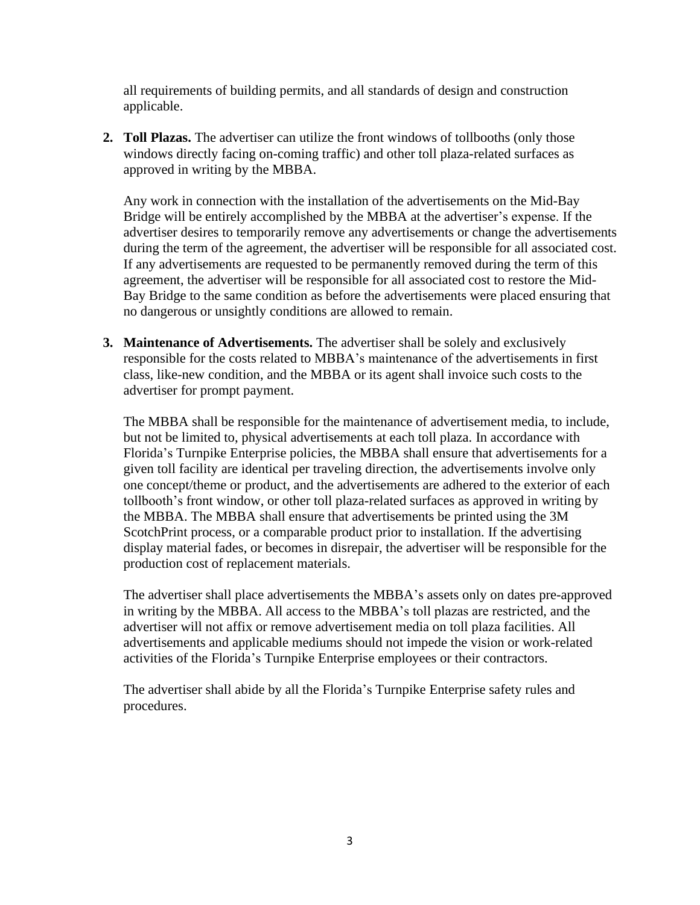all requirements of building permits, and all standards of design and construction applicable.

2. **Toll Plazas.** The advertiser can utilize the front windows of tollbooths (only those windows directly facing on-coming traffic) and other toll plaza-related surfaces as approved in writing by the MBBA.

   Any work in connection with the installation of the advertisements on the Mid-Bay Bridge will be entirely accomplished by the MBBA at the advertiser's expense. If the advertiser desires to temporarily remove any advertisements or change the advertisements during the term of the agreement, the advertiser will be responsible for all associated cost. If any advertisements are requested to be permanently removed during the term of this agreement, the advertiser will be responsible for all associated cost to restore the Mid-Bay Bridge to the same condition as before the advertisements were placed ensuring that no dangerous or unsightly conditions are allowed to remain.

3. **Maintenance of Advertisements.** The advertiser shall be solely and exclusively responsible for the costs related to MBBA's maintenance of the advertisements in first class, like-new condition, and the MBBA or its agent shall invoice such costs to the advertiser for prompt payment.

   The MBBA shall be responsible for the maintenance of advertisement media, to include, but not be limited to, physical advertisements at each toll plaza. In accordance with Florida's Turnpike Enterprise policies, the MBBA shall ensure that advertisements for a given toll facility are identical per traveling direction, the advertisements involve only one concept/theme or product, and the advertisements are adhered to the exterior of each tollbooth's front window, or other toll plaza-related surfaces as approved in writing by the MBBA. The MBBA shall ensure that advertisements be printed using the 3M ScotchPrint process, or a comparable product prior to installation. If the advertising display material fades, or becomes in disrepair, the advertiser will be responsible for the production cost of replacement materials.

   The advertiser shall place advertisements the MBBA's assets only on dates pre-approved in writing by the MBBA. All access to the MBBA's toll plazas are restricted, and the advertiser will not affix or remove advertisement media on toll plaza facilities. All advertisements and applicable mediums should not impede the vision or work-related activities of the Florida's Turnpike Enterprise employees or their contractors.

   The advertiser shall abide by all the Florida's Turnpike Enterprise safety rules and procedures.